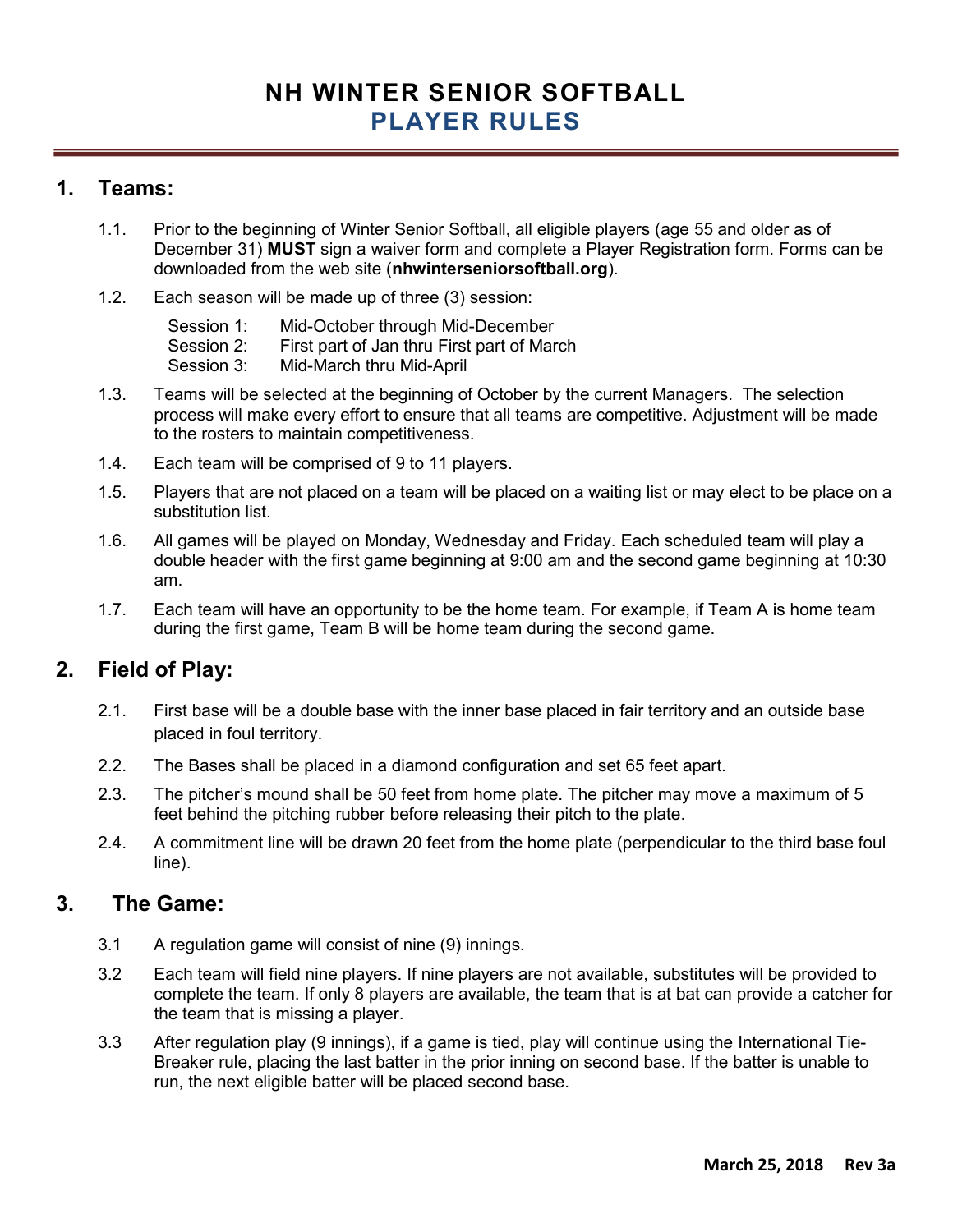# NH WINTER SENIOR SOFTBALL
# PLAYER RULES

## 1. Teams:

1.1. Prior to the beginning of Winter Senior Softball, all eligible players (age 55 and older as of December 31) **MUST** sign a waiver form and complete a Player Registration form. Forms can be downloaded from the web site (**nhwinterseniorsoftball.org**).

1.2. Each season will be made up of three (3) session:

Session 1: Mid-October through Mid-December
Session 2: First part of Jan thru First part of March
Session 3: Mid-March thru Mid-April

1.3. Teams will be selected at the beginning of October by the current Managers. The selection process will make every effort to ensure that all teams are competitive. Adjustment will be made to the rosters to maintain competitiveness.

1.4. Each team will be comprised of 9 to 11 players.

1.5. Players that are not placed on a team will be placed on a waiting list or may elect to be place on a substitution list.

1.6. All games will be played on Monday, Wednesday and Friday. Each scheduled team will play a double header with the first game beginning at 9:00 am and the second game beginning at 10:30 am.

1.7. Each team will have an opportunity to be the home team. For example, if Team A is home team during the first game, Team B will be home team during the second game.

## 2. Field of Play:

2.1. First base will be a double base with the inner base placed in fair territory and an outside base placed in foul territory.

2.2. The Bases shall be placed in a diamond configuration and set 65 feet apart.

2.3. The pitcher's mound shall be 50 feet from home plate. The pitcher may move a maximum of 5 feet behind the pitching rubber before releasing their pitch to the plate.

2.4. A commitment line will be drawn 20 feet from the home plate (perpendicular to the third base foul line).

## 3. The Game:

3.1 A regulation game will consist of nine (9) innings.

3.2 Each team will field nine players. If nine players are not available, substitutes will be provided to complete the team. If only 8 players are available, the team that is at bat can provide a catcher for the team that is missing a player.

3.3 After regulation play (9 innings), if a game is tied, play will continue using the International Tie-Breaker rule, placing the last batter in the prior inning on second base. If the batter is unable to run, the next eligible batter will be placed second base.

**March 25, 2018 Rev 3a**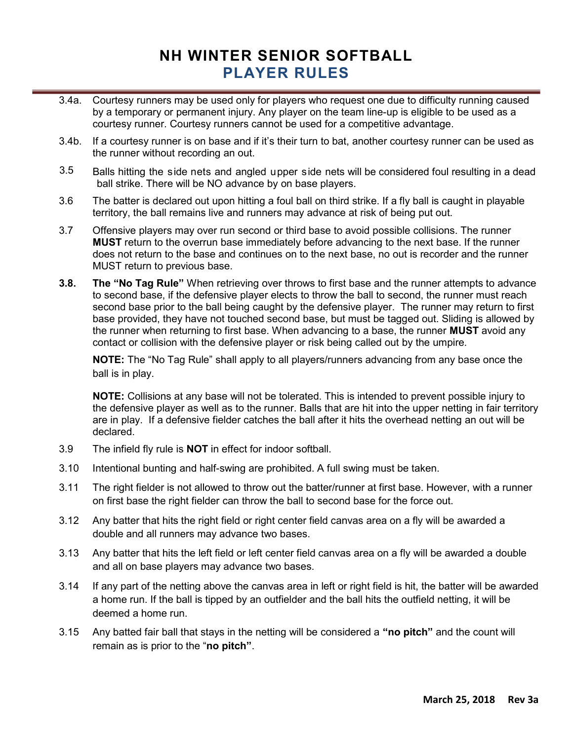# NH WINTER SENIOR SOFTBALL
## PLAYER RULES

3.4a. Courtesy runners may be used only for players who request one due to difficulty running caused by a temporary or permanent injury. Any player on the team line-up is eligible to be used as a courtesy runner. Courtesy runners cannot be used for a competitive advantage.

3.4b. If a courtesy runner is on base and if it's their turn to bat, another courtesy runner can be used as the runner without recording an out.

3.5 Balls hitting the side nets and angled upper side nets will be considered foul resulting in a dead ball strike. There will be NO advance by on base players.

3.6 The batter is declared out upon hitting a foul ball on third strike. If a fly ball is caught in playable territory, the ball remains live and runners may advance at risk of being put out.

3.7 Offensive players may over run second or third base to avoid possible collisions. The runner **MUST** return to the overrun base immediately before advancing to the next base. If the runner does not return to the base and continues on to the next base, no out is recorder and the runner MUST return to previous base.

**3.8. The "No Tag Rule"** When retrieving over throws to first base and the runner attempts to advance to second base, if the defensive player elects to throw the ball to second, the runner must reach second base prior to the ball being caught by the defensive player. The runner may return to first base provided, they have not touched second base, but must be tagged out. Sliding is allowed by the runner when returning to first base. When advancing to a base, the runner **MUST** avoid any contact or collision with the defensive player or risk being called out by the umpire.

**NOTE:** The "No Tag Rule" shall apply to all players/runners advancing from any base once the ball is in play.

**NOTE:** Collisions at any base will not be tolerated. This is intended to prevent possible injury to the defensive player as well as to the runner. Balls that are hit into the upper netting in fair territory are in play. If a defensive fielder catches the ball after it hits the overhead netting an out will be declared.

3.9 The infield fly rule is **NOT** in effect for indoor softball.

3.10 Intentional bunting and half-swing are prohibited. A full swing must be taken.

3.11 The right fielder is not allowed to throw out the batter/runner at first base. However, with a runner on first base the right fielder can throw the ball to second base for the force out.

3.12 Any batter that hits the right field or right center field canvas area on a fly will be awarded a double and all runners may advance two bases.

3.13 Any batter that hits the left field or left center field canvas area on a fly will be awarded a double and all on base players may advance two bases.

3.14 If any part of the netting above the canvas area in left or right field is hit, the batter will be awarded a home run. If the ball is tipped by an outfielder and the ball hits the outfield netting, it will be deemed a home run.

3.15 Any batted fair ball that stays in the netting will be considered a **"no pitch"** and the count will remain as is prior to the "**no pitch"**.

**March 25, 2018 Rev 3a**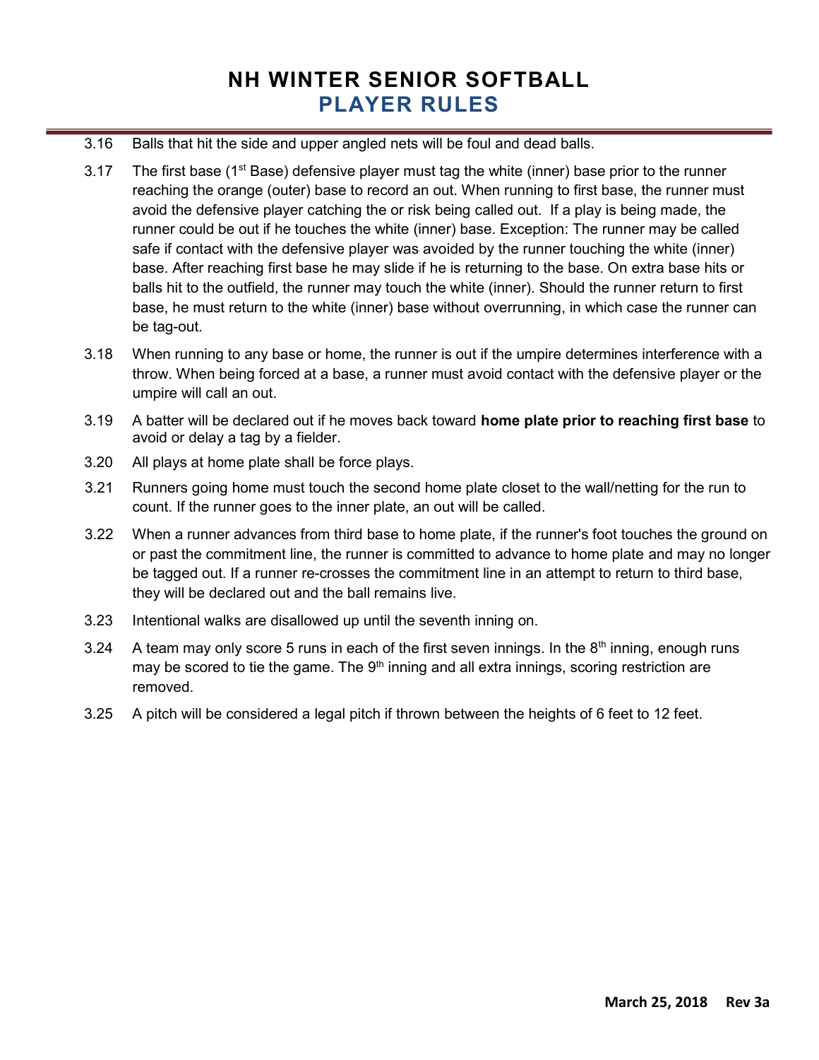# NH WINTER SENIOR SOFTBALL
## PLAYER RULES

3.16 Balls that hit the side and upper angled nets will be foul and dead balls.

3.17 The first base (1st Base) defensive player must tag the white (inner) base prior to the runner reaching the orange (outer) base to record an out. When running to first base, the runner must avoid the defensive player catching the or risk being called out. If a play is being made, the runner could be out if he touches the white (inner) base. Exception: The runner may be called safe if contact with the defensive player was avoided by the runner touching the white (inner) base. After reaching first base he may slide if he is returning to the base. On extra base hits or balls hit to the outfield, the runner may touch the white (inner). Should the runner return to first base, he must return to the white (inner) base without overrunning, in which case the runner can be tag-out.

3.18 When running to any base or home, the runner is out if the umpire determines interference with a throw. When being forced at a base, a runner must avoid contact with the defensive player or the umpire will call an out.

3.19 A batter will be declared out if he moves back toward **home plate prior to reaching first base** to avoid or delay a tag by a fielder.

3.20 All plays at home plate shall be force plays.

3.21 Runners going home must touch the second home plate closet to the wall/netting for the run to count. If the runner goes to the inner plate, an out will be called.

3.22 When a runner advances from third base to home plate, if the runner's foot touches the ground on or past the commitment line, the runner is committed to advance to home plate and may no longer be tagged out. If a runner re-crosses the commitment line in an attempt to return to third base, they will be declared out and the ball remains live.

3.23 Intentional walks are disallowed up until the seventh inning on.

3.24 A team may only score 5 runs in each of the first seven innings. In the 8th inning, enough runs may be scored to tie the game. The 9th inning and all extra innings, scoring restriction are removed.

3.25 A pitch will be considered a legal pitch if thrown between the heights of 6 feet to 12 feet.

**March 25, 2018 Rev 3a**